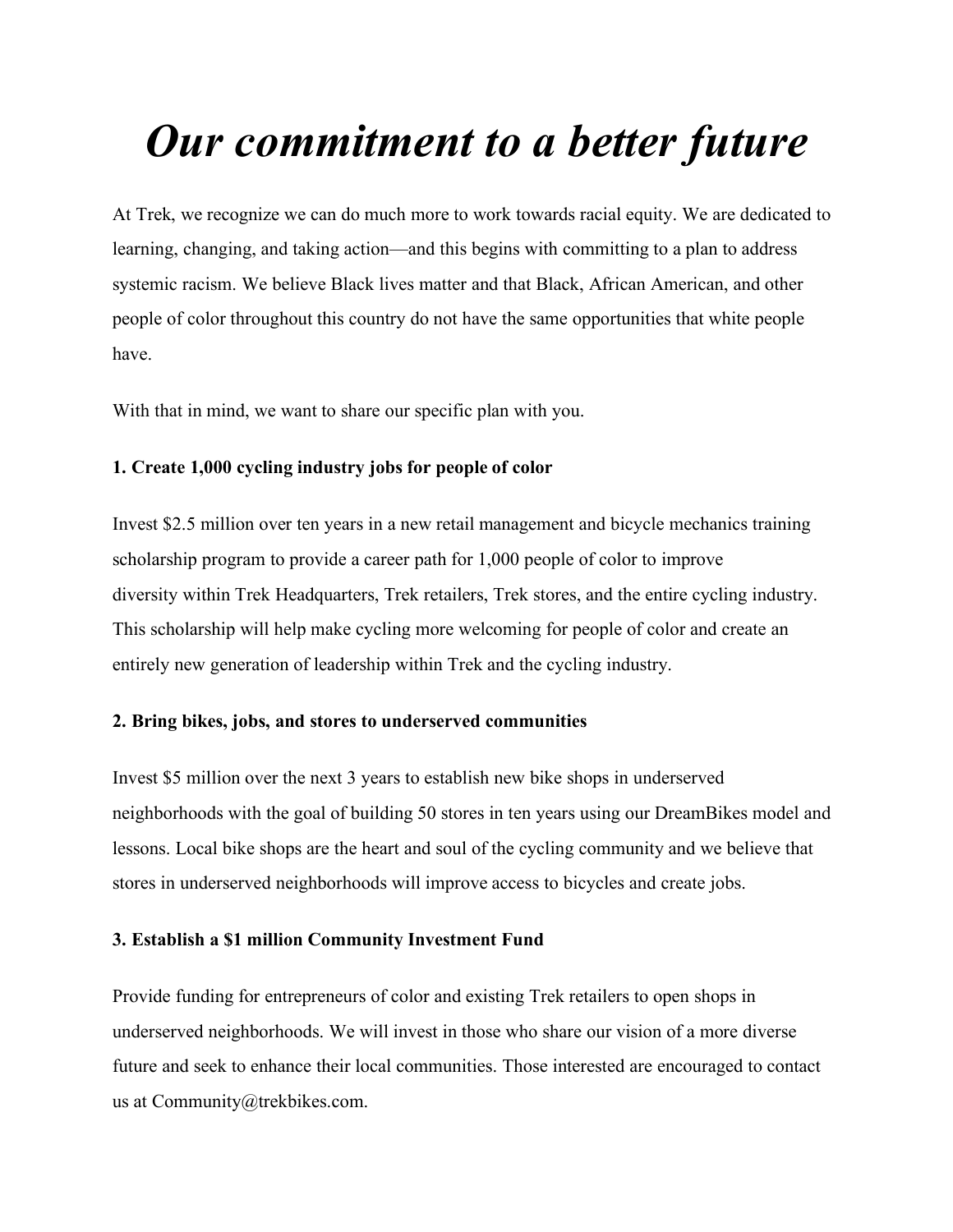# *Our commitment to a better future*

At Trek, we recognize we can do much more to work towards racial equity. We are dedicated to learning, changing, and taking action—and this begins with committing to a plan to address systemic racism. We believe Black lives matter and that Black, African American, and other people of color throughout this country do not have the same opportunities that white people have.

With that in mind, we want to share our specific plan with you.

**1. Create 1,000 cycling industry jobs for people of color**

Invest $2.5 million over ten years in a new retail management and bicycle mechanics training scholarship program to provide a career path for 1,000 people of color to improve diversity within Trek Headquarters, Trek retailers, Trek stores, and the entire cycling industry. This scholarship will help make cycling more welcoming for people of color and create an entirely new generation of leadership within Trek and the cycling industry.

**2. Bring bikes, jobs, and stores to underserved communities**

Invest $5 million over the next 3 years to establish new bike shops in underserved neighborhoods with the goal of building 50 stores in ten years using our DreamBikes model and lessons. Local bike shops are the heart and soul of the cycling community and we believe that stores in underserved neighborhoods will improve access to bicycles and create jobs.

**3. Establish a $1 million Community Investment Fund**

Provide funding for entrepreneurs of color and existing Trek retailers to open shops in underserved neighborhoods. We will invest in those who share our vision of a more diverse future and seek to enhance their local communities. Those interested are encouraged to contact us at Community@trekbikes.com.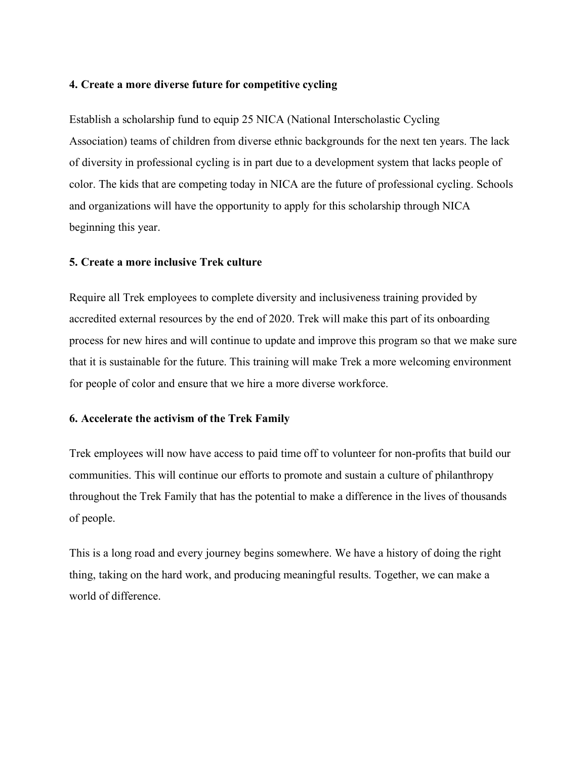**4. Create a more diverse future for competitive cycling**

Establish a scholarship fund to equip 25 NICA (National Interscholastic Cycling Association) teams of children from diverse ethnic backgrounds for the next ten years. The lack of diversity in professional cycling is in part due to a development system that lacks people of color. The kids that are competing today in NICA are the future of professional cycling. Schools and organizations will have the opportunity to apply for this scholarship through NICA beginning this year.

**5. Create a more inclusive Trek culture**

Require all Trek employees to complete diversity and inclusiveness training provided by accredited external resources by the end of 2020. Trek will make this part of its onboarding process for new hires and will continue to update and improve this program so that we make sure that it is sustainable for the future. This training will make Trek a more welcoming environment for people of color and ensure that we hire a more diverse workforce.

**6. Accelerate the activism of the Trek Family**

Trek employees will now have access to paid time off to volunteer for non-profits that build our communities. This will continue our efforts to promote and sustain a culture of philanthropy throughout the Trek Family that has the potential to make a difference in the lives of thousands of people.

This is a long road and every journey begins somewhere. We have a history of doing the right thing, taking on the hard work, and producing meaningful results. Together, we can make a world of difference.